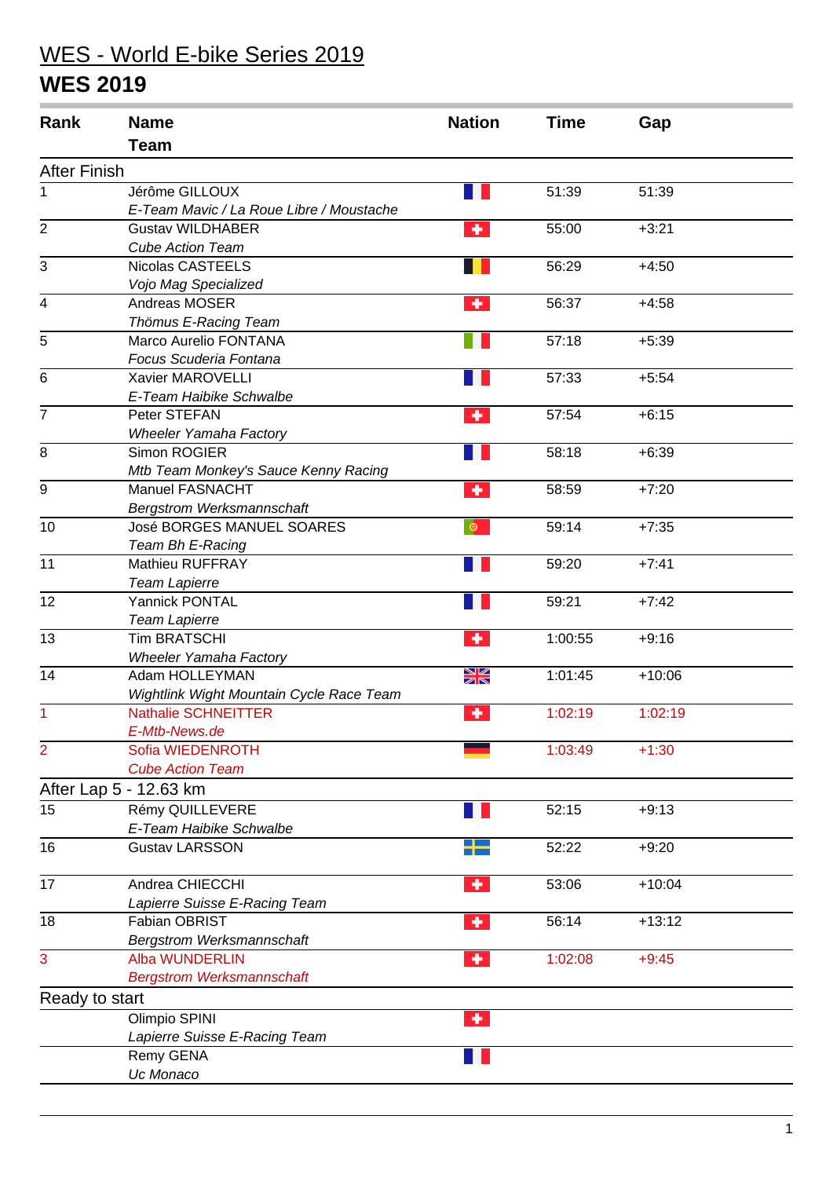# WES - World E-bike Series 2019

## WES 2019

| Rank | Name<br>Team | Nation | Time | Gap |
|---|---|---|---|---|
| **After Finish** | | | | |
| 1 | Jérôme GILLOUX<br>*E-Team Mavic / La Roue Libre / Moustache* | FRA | 51:39 | 51:39 |
| 2 | Gustav WILDHABER<br>*Cube Action Team* | SUI | 55:00 | +3:21 |
| 3 | Nicolas CASTEELS<br>*Vojo Mag Specialized* | BEL | 56:29 | +4:50 |
| 4 | Andreas MOSER<br>*Thömus E-Racing Team* | SUI | 56:37 | +4:58 |
| 5 | Marco Aurelio FONTANA<br>*Focus Scuderia Fontana* | ITA | 57:18 | +5:39 |
| 6 | Xavier MAROVELLI<br>*E-Team Haibike Schwalbe* | FRA | 57:33 | +5:54 |
| 7 | Peter STEFAN<br>*Wheeler Yamaha Factory* | SUI | 57:54 | +6:15 |
| 8 | Simon ROGIER<br>*Mtb Team Monkey's Sauce Kenny Racing* | FRA | 58:18 | +6:39 |
| 9 | Manuel FASNACHT<br>*Bergstrom Werksmannschaft* | SUI | 58:59 | +7:20 |
| 10 | José BORGES MANUEL SOARES<br>*Team Bh E-Racing* | POR | 59:14 | +7:35 |
| 11 | Mathieu RUFFRAY<br>*Team Lapierre* | FRA | 59:20 | +7:41 |
| 12 | Yannick PONTAL<br>*Team Lapierre* | FRA | 59:21 | +7:42 |
| 13 | Tim BRATSCHI<br>*Wheeler Yamaha Factory* | SUI | 1:00:55 | +9:16 |
| 14 | Adam HOLLEYMAN<br>*Wightlink Wight Mountain Cycle Race Team* | GBR | 1:01:45 | +10:06 |
| 1 | Nathalie SCHNEITTER<br>*E-Mtb-News.de* | SUI | 1:02:19 | 1:02:19 |
| 2 | Sofia WIEDENROTH<br>*Cube Action Team* | GER | 1:03:49 | +1:30 |
| **After Lap 5 - 12.63 km** | | | | |
| 15 | Rémy QUILLEVERE<br>*E-Team Haibike Schwalbe* | FRA | 52:15 | +9:13 |
| 16 | Gustav LARSSON | SWE | 52:22 | +9:20 |
| 17 | Andrea CHIECCHI<br>*Lapierre Suisse E-Racing Team* | SUI | 53:06 | +10:04 |
| 18 | Fabian OBRIST<br>*Bergstrom Werksmannschaft* | SUI | 56:14 | +13:12 |
| 3 | Alba WUNDERLIN<br>*Bergstrom Werksmannschaft* | SUI | 1:02:08 | +9:45 |
| **Ready to start** | | | | |
| | Olimpio SPINI<br>*Lapierre Suisse E-Racing Team* | SUI | | |
| | Remy GENA<br>*Uc Monaco* | FRA | | |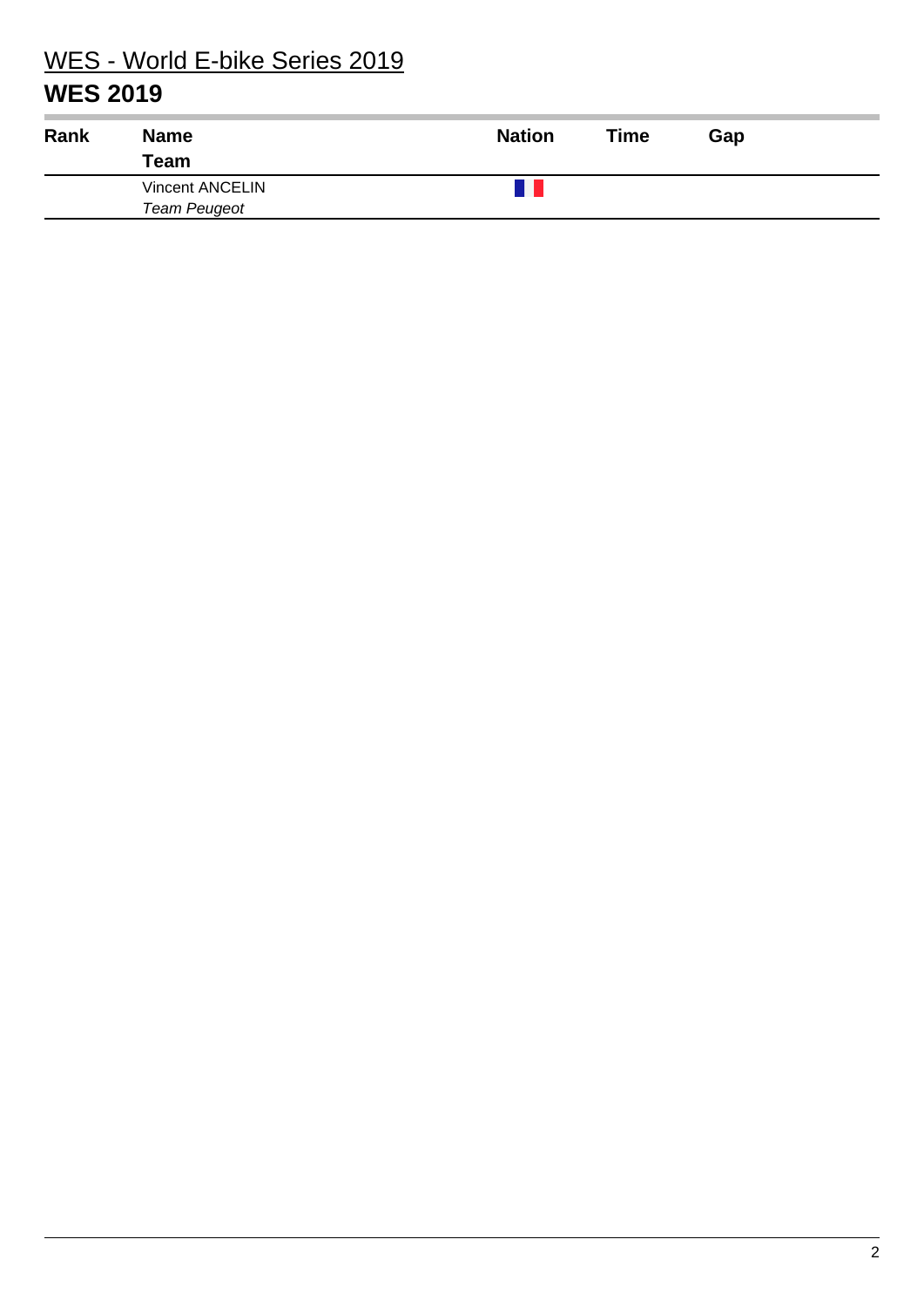WES - World E-bike Series 2019

## WES 2019

| Rank | Name<br>Team | Nation | Time | Gap |
|---|---|---|---|---|
| | Vincent ANCELIN<br>*Team Peugeot* | | | |